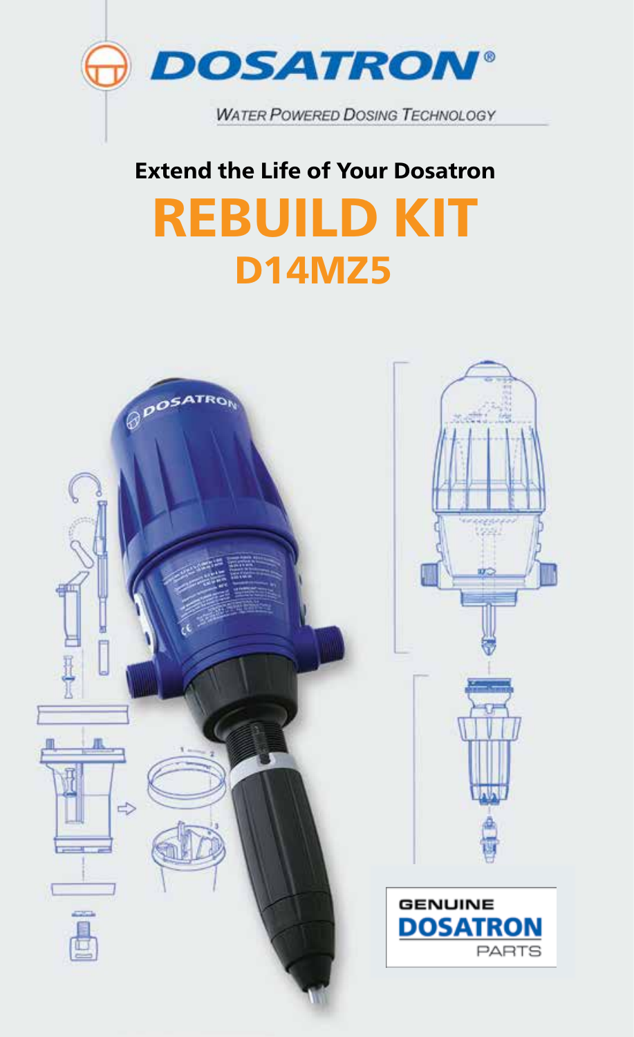DOSATRON®

WATER POWERED DOSING TECHNOLOGY

## Extend the Life of Your Dosatron

# REBUILD KIT

## D14MZ5

GENUINE DOSATRON PARTS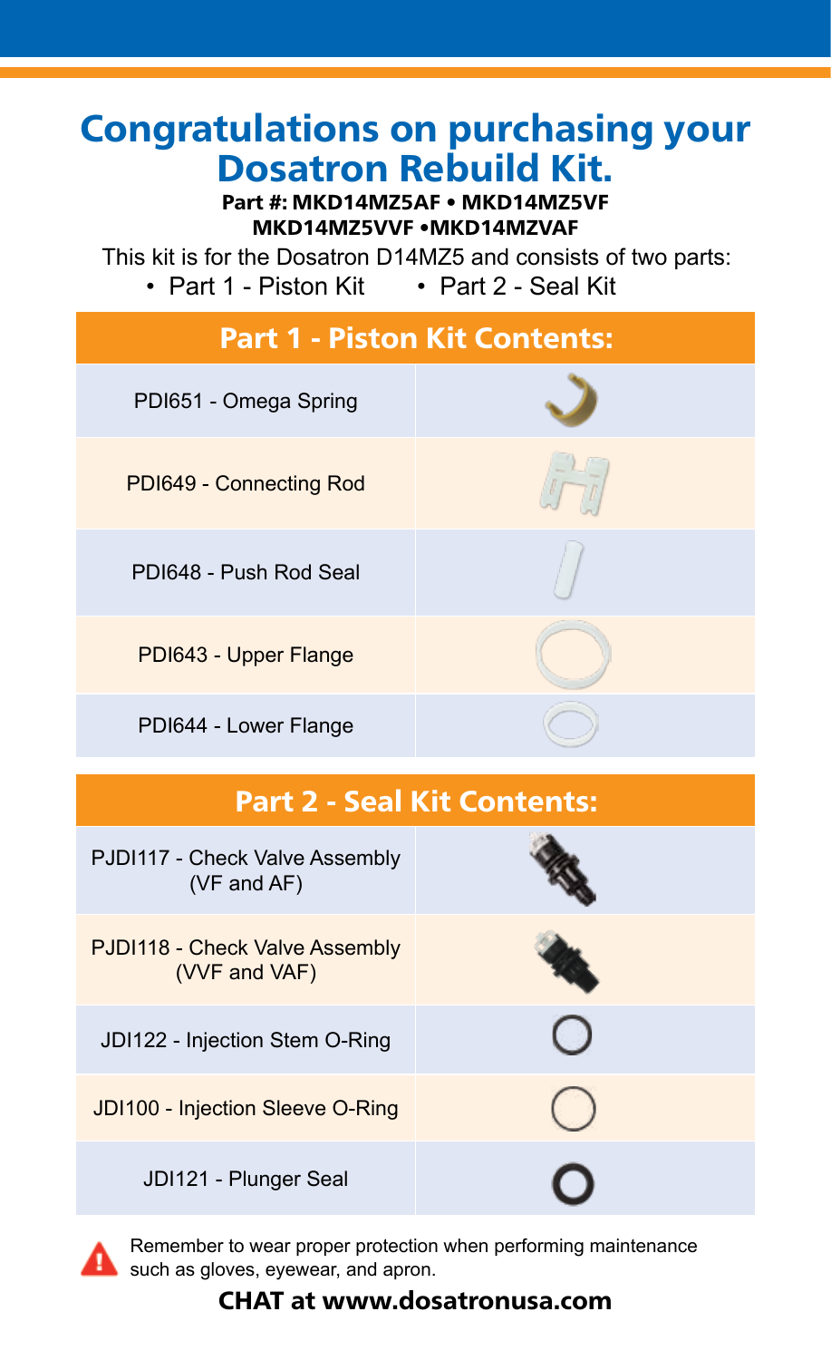# Congratulations on purchasing your Dosatron Rebuild Kit.

**Part #: MKD14MZ5AF • MKD14MZ5VF**
**MKD14MZ5VVF •MKD14MZVAF**

This kit is for the Dosatron D14MZ5 and consists of two parts:

- Part 1 - Piston Kit
- Part 2 - Seal Kit

## Part 1 - Piston Kit Contents:

| Part 1 - Piston Kit Contents: | |
|---|---|
| PDI651 - Omega Spring | |
| PDI649 - Connecting Rod | |
| PDI648 - Push Rod Seal | |
| PDI643 - Upper Flange | |
| PDI644 - Lower Flange | |

## Part 2 - Seal Kit Contents:

| Part 2 - Seal Kit Contents: | |
|---|---|
| PJDI117 - Check Valve Assembly (VF and AF) | |
| PJDI118 - Check Valve Assembly (VVF and VAF) | |
| JDI122 - Injection Stem O-Ring | |
| JDI100 - Injection Sleeve O-Ring | |
| JDI121 - Plunger Seal | |

Remember to wear proper protection when performing maintenance such as gloves, eyewear, and apron.

**CHAT at www.dosatronusa.com**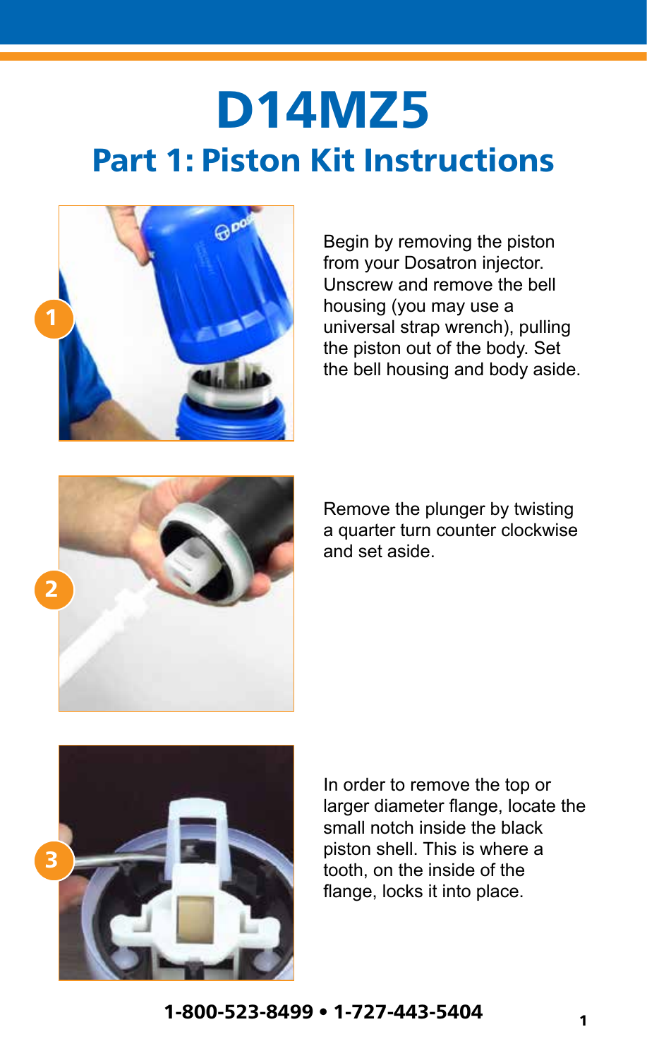# D14MZ5

## Part 1: Piston Kit Instructions

1. Begin by removing the piston from your Dosatron injector. Unscrew and remove the bell housing (you may use a universal strap wrench), pulling the piston out of the body. Set the bell housing and body aside.

2. Remove the plunger by twisting a quarter turn counter clockwise and set aside.

3. In order to remove the top or larger diameter flange, locate the small notch inside the black piston shell. This is where a tooth, on the inside of the flange, locks it into place.

**1-800-523-8499 • 1-727-443-5404**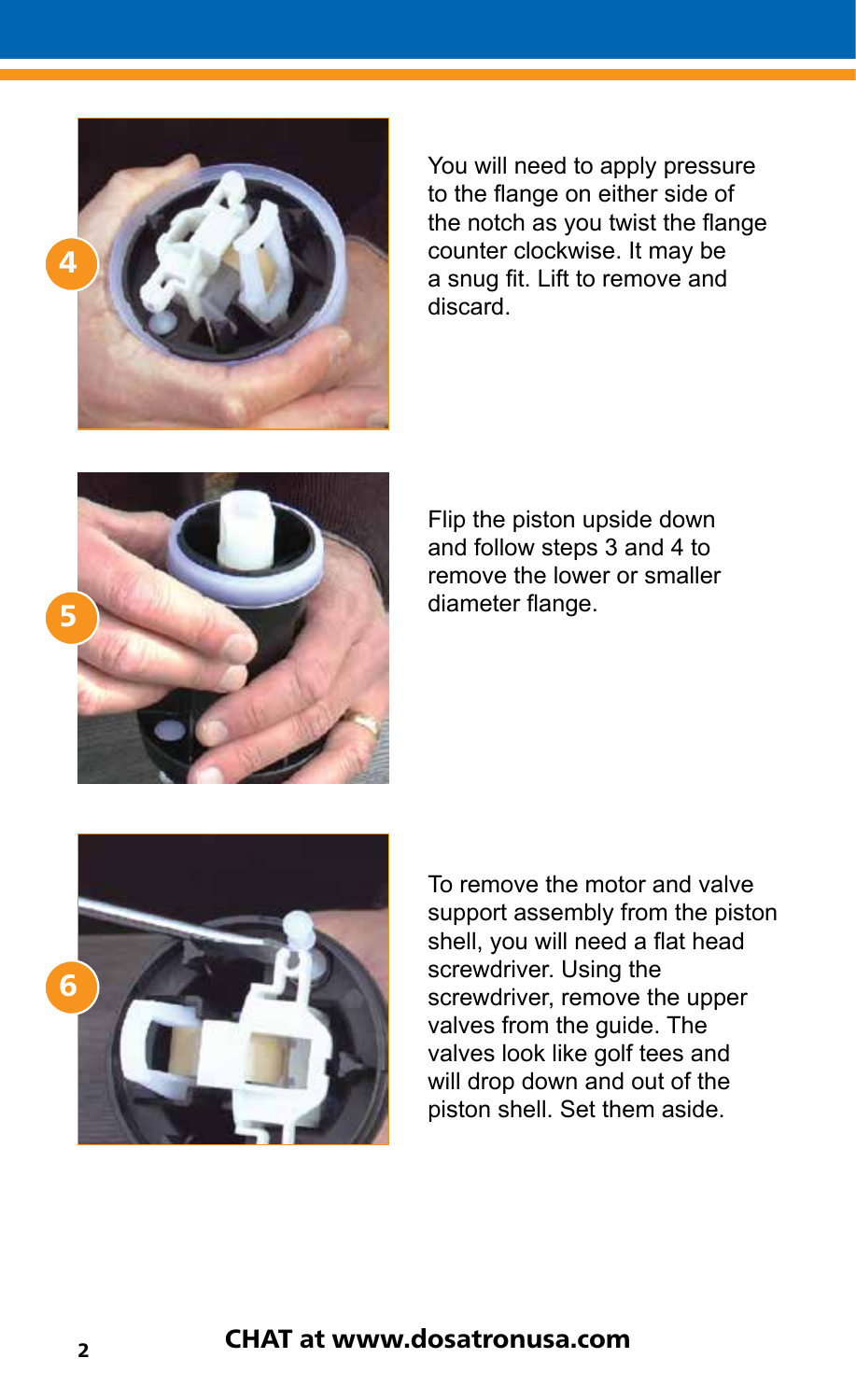**4**

You will need to apply pressure to the flange on either side of the notch as you twist the flange counter clockwise. It may be a snug fit. Lift to remove and discard.

**5**

Flip the piston upside down and follow steps 3 and 4 to remove the lower or smaller diameter flange.

**6**

To remove the motor and valve support assembly from the piston shell, you will need a flat head screwdriver. Using the screwdriver, remove the upper valves from the guide. The valves look like golf tees and will drop down and out of the piston shell. Set them aside.

**CHAT at www.dosatronusa.com**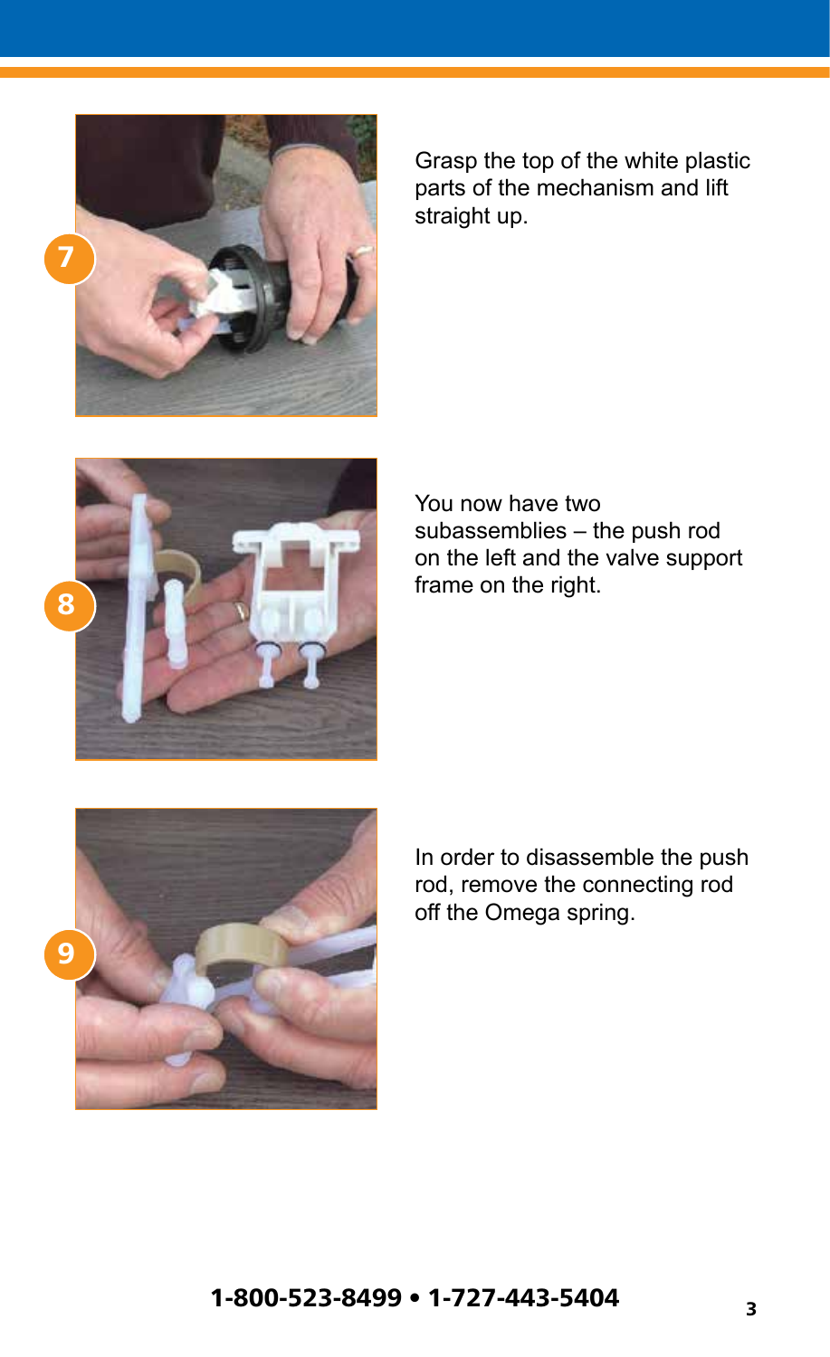7

Grasp the top of the white plastic parts of the mechanism and lift straight up.

8

You now have two subassemblies – the push rod on the left and the valve support frame on the right.

9

In order to disassemble the push rod, remove the connecting rod off the Omega spring.

**1-800-523-8499 • 1-727-443-5404**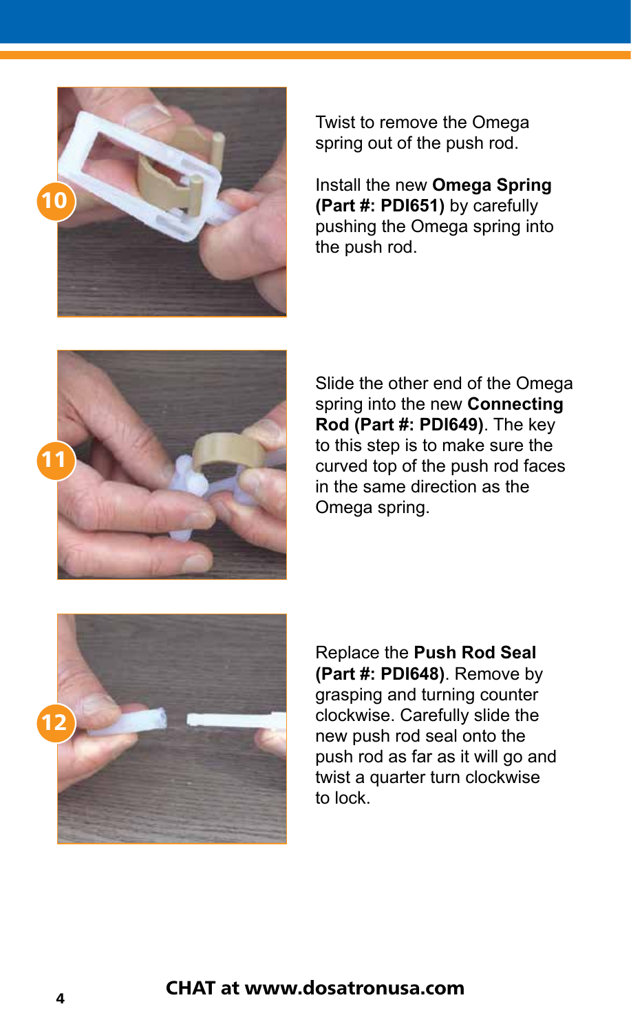**10**

Twist to remove the Omega spring out of the push rod.

Install the new **Omega Spring (Part #: PDI651)** by carefully pushing the Omega spring into the push rod.

**11**

Slide the other end of the Omega spring into the new **Connecting Rod (Part #: PDI649)**. The key to this step is to make sure the curved top of the push rod faces in the same direction as the Omega spring.

**12**

Replace the **Push Rod Seal (Part #: PDI648)**. Remove by grasping and turning counter clockwise. Carefully slide the new push rod seal onto the push rod as far as it will go and twist a quarter turn clockwise to lock.

**CHAT at www.dosatronusa.com**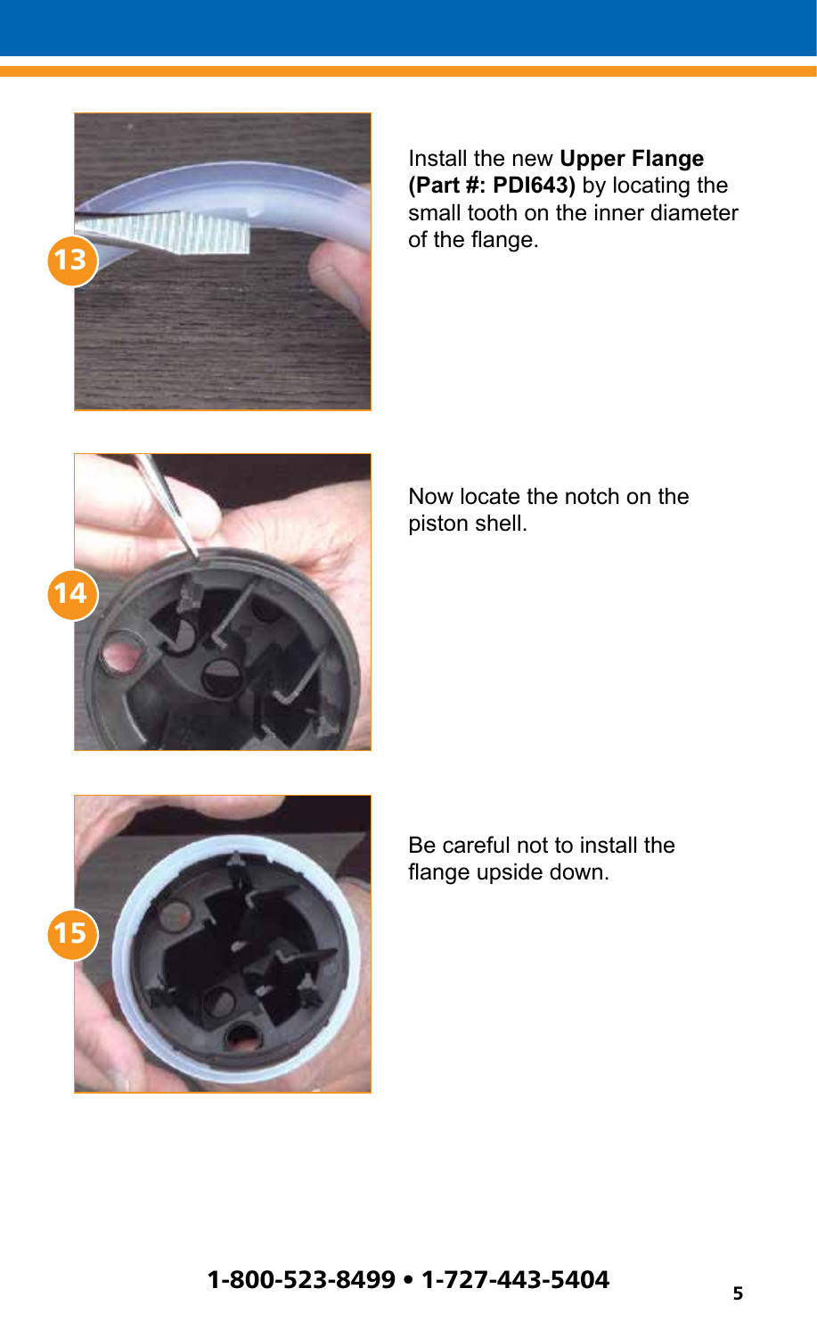13

Install the new **Upper Flange (Part #: PDI643)** by locating the small tooth on the inner diameter of the flange.

14

Now locate the notch on the piston shell.

15

Be careful not to install the flange upside down.

**1-800-523-8499 • 1-727-443-5404**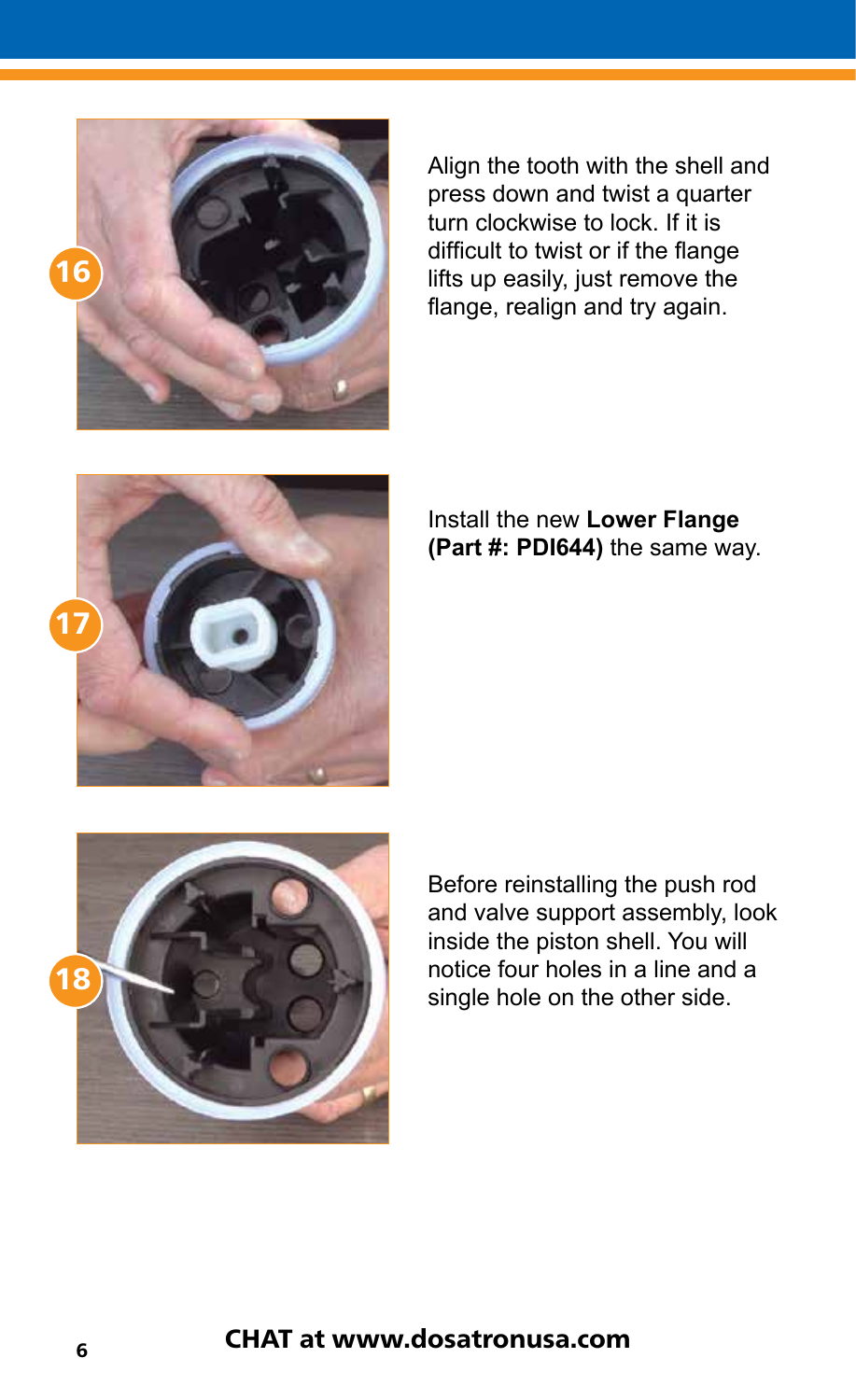16

Align the tooth with the shell and press down and twist a quarter turn clockwise to lock. If it is difficult to twist or if the flange lifts up easily, just remove the flange, realign and try again.

17

Install the new **Lower Flange (Part #: PDI644)** the same way.

18

Before reinstalling the push rod and valve support assembly, look inside the piston shell. You will notice four holes in a line and a single hole on the other side.

**CHAT at www.dosatronusa.com**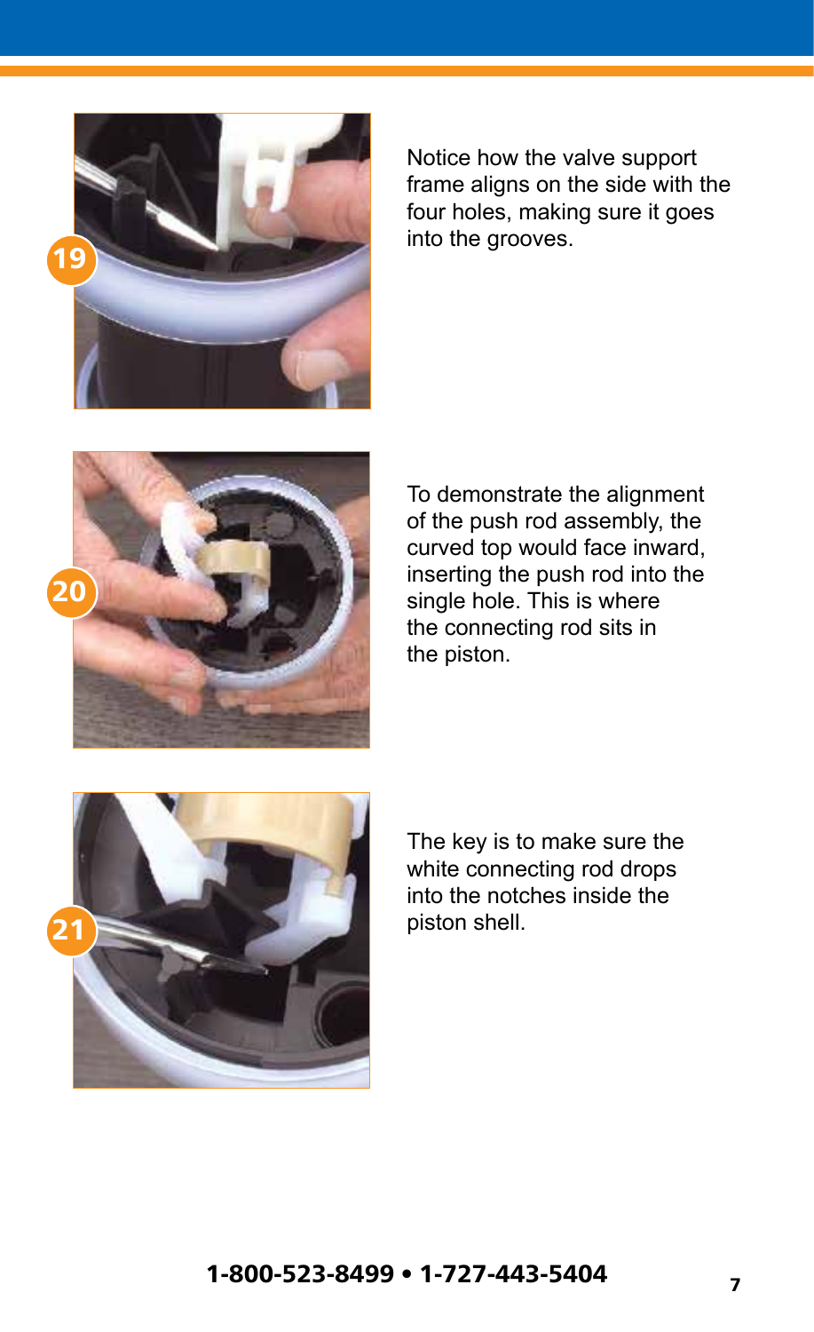19

Notice how the valve support frame aligns on the side with the four holes, making sure it goes into the grooves.

20

To demonstrate the alignment of the push rod assembly, the curved top would face inward, inserting the push rod into the single hole. This is where the connecting rod sits in the piston.

21

The key is to make sure the white connecting rod drops into the notches inside the piston shell.

**1-800-523-8499 • 1-727-443-5404**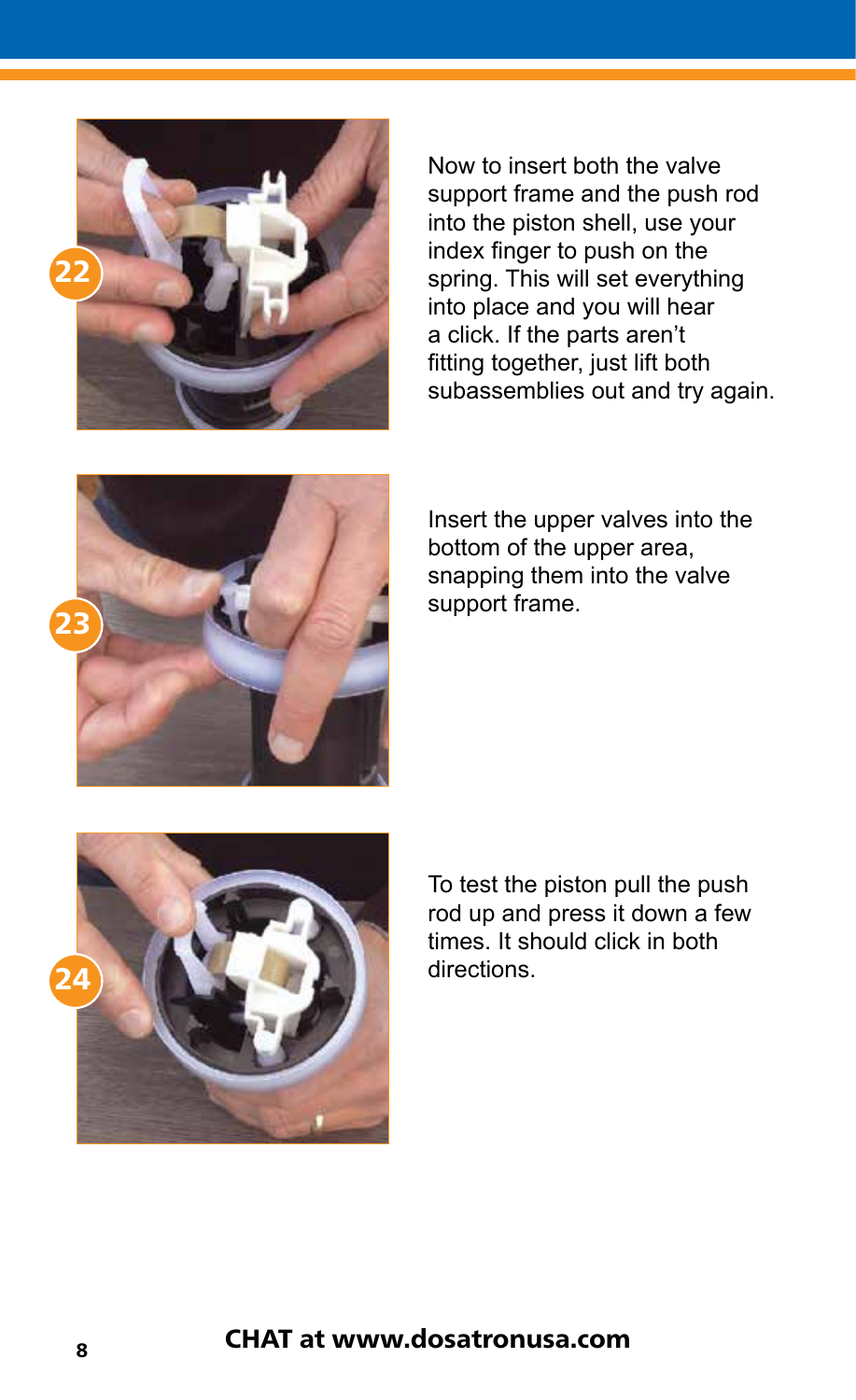22

Now to insert both the valve support frame and the push rod into the piston shell, use your index finger to push on the spring. This will set everything into place and you will hear a click. If the parts aren't fitting together, just lift both subassemblies out and try again.

23

Insert the upper valves into the bottom of the upper area, snapping them into the valve support frame.

24

To test the piston pull the push rod up and press it down a few times. It should click in both directions.

**CHAT at www.dosatronusa.com**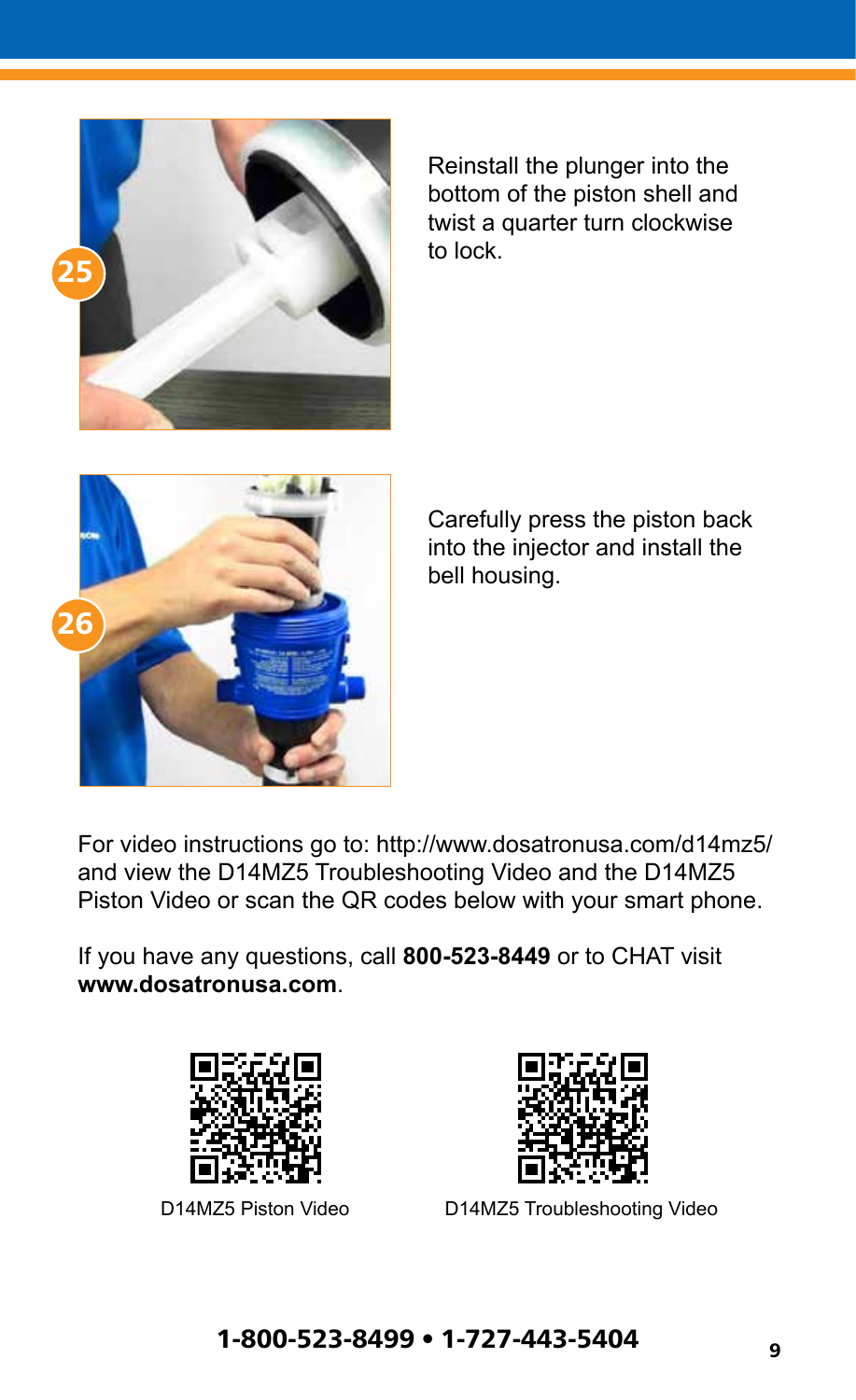25

Reinstall the plunger into the bottom of the piston shell and twist a quarter turn clockwise to lock.

26

Carefully press the piston back into the injector and install the bell housing.

For video instructions go to: http://www.dosatronusa.com/d14mz5/ and view the D14MZ5 Troubleshooting Video and the D14MZ5 Piston Video or scan the QR codes below with your smart phone.

If you have any questions, call **800-523-8449** or to CHAT visit **www.dosatronusa.com**.

D14MZ5 Piston Video

D14MZ5 Troubleshooting Video

**1-800-523-8499 • 1-727-443-5404**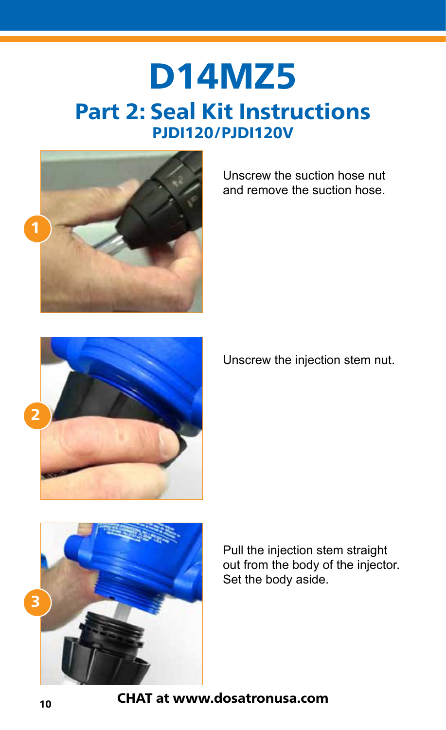# D14MZ5

## Part 2: Seal Kit Instructions

### PJDI120/PJDI120V

1. Unscrew the suction hose nut and remove the suction hose.

2. Unscrew the injection stem nut.

3. Pull the injection stem straight out from the body of the injector. Set the body aside.

**CHAT at www.dosatronusa.com**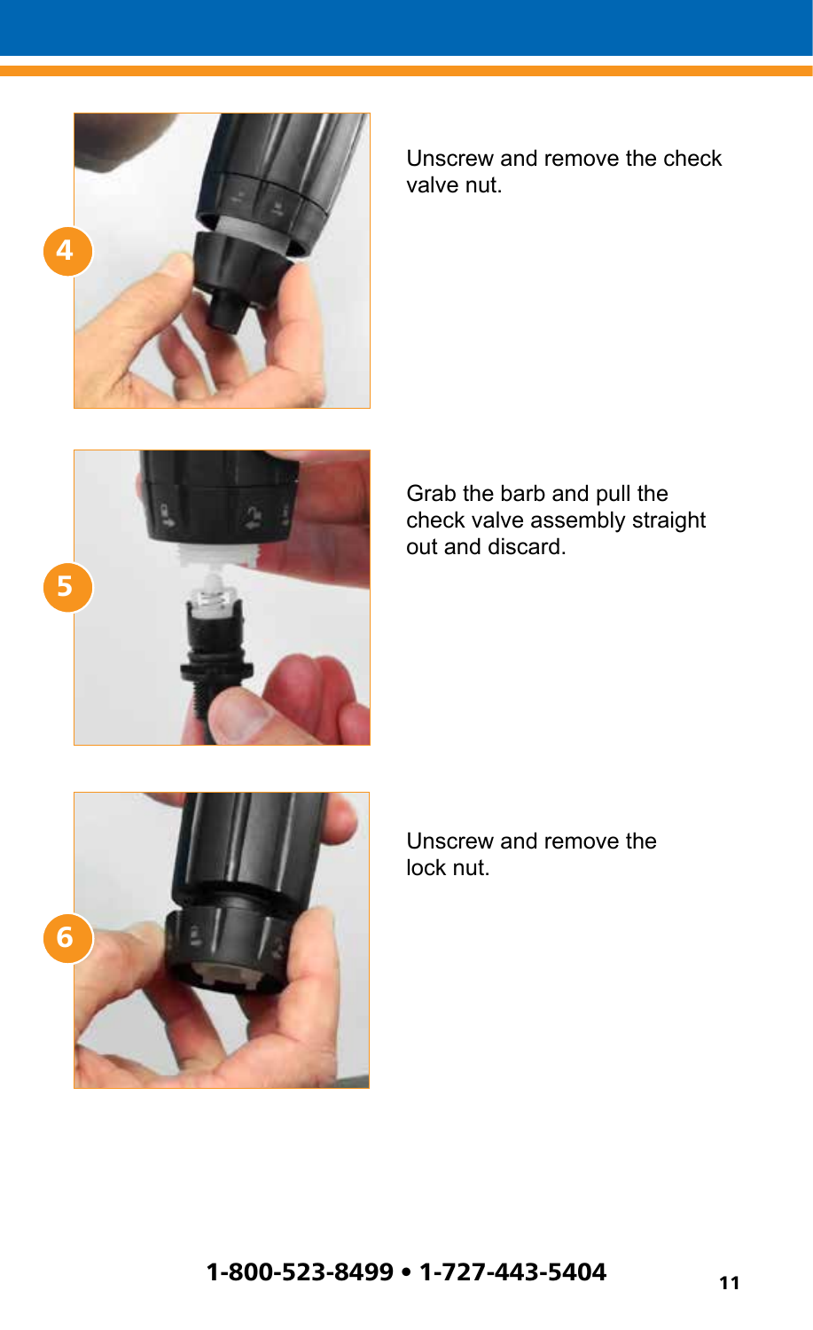4

Unscrew and remove the check valve nut.

5

Grab the barb and pull the check valve assembly straight out and discard.

6

Unscrew and remove the lock nut.

**1-800-523-8499 • 1-727-443-5404**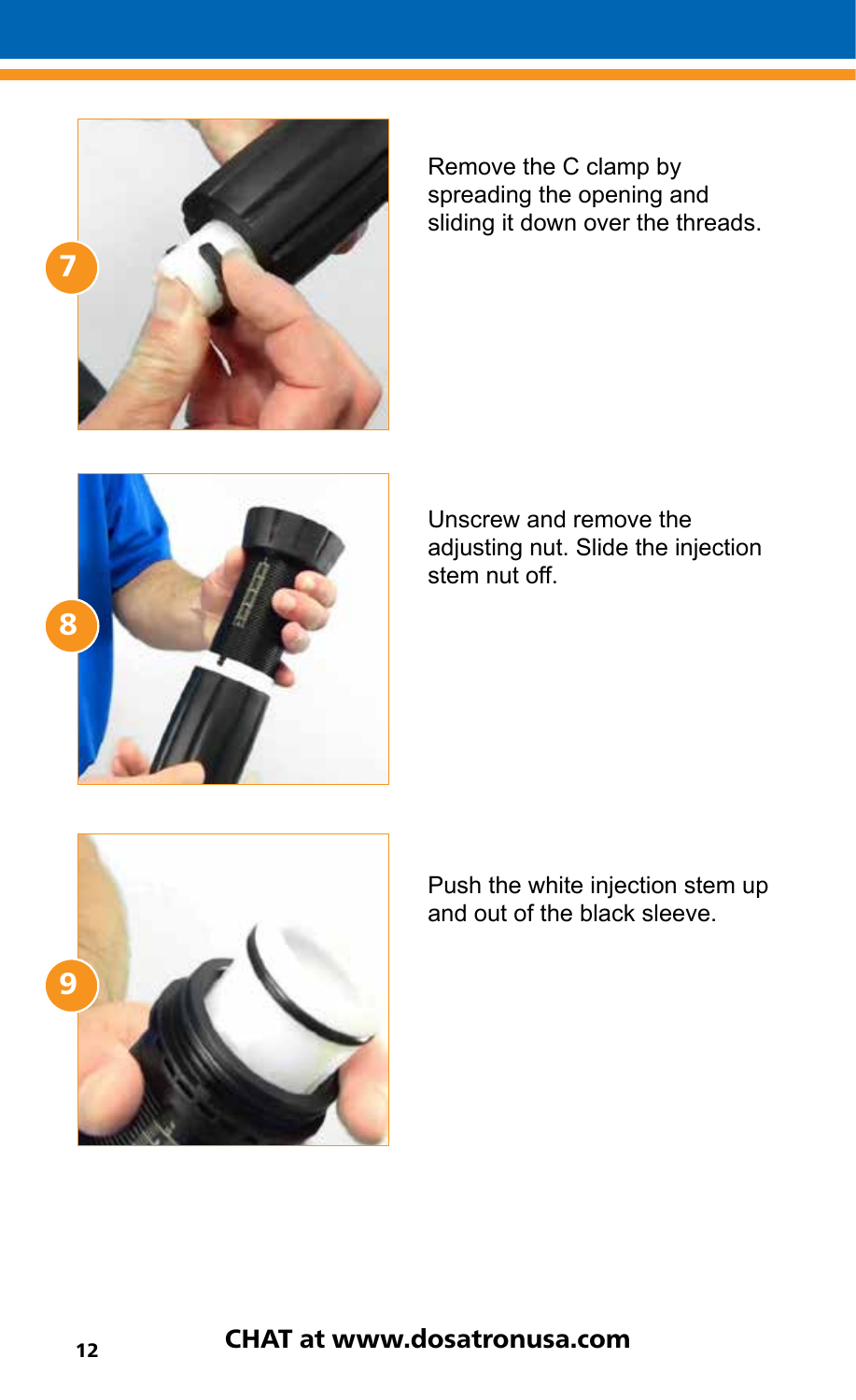**7**

Remove the C clamp by spreading the opening and sliding it down over the threads.

**8**

Unscrew and remove the adjusting nut. Slide the injection stem nut off.

**9**

Push the white injection stem up and out of the black sleeve.

**CHAT at www.dosatronusa.com**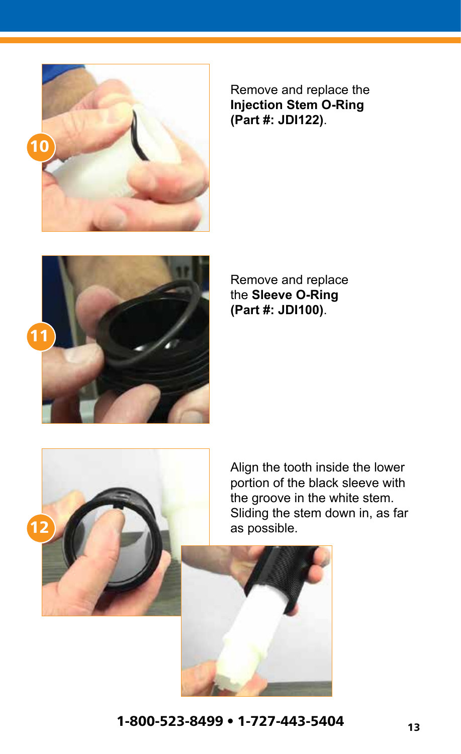**10** Remove and replace the **Injection Stem O-Ring (Part #: JDI122)**.

**11** Remove and replace the **Sleeve O-Ring (Part #: JDI100)**.

**12** Align the tooth inside the lower portion of the black sleeve with the groove in the white stem. Sliding the stem down in, as far as possible.

**1-800-523-8499 • 1-727-443-5404**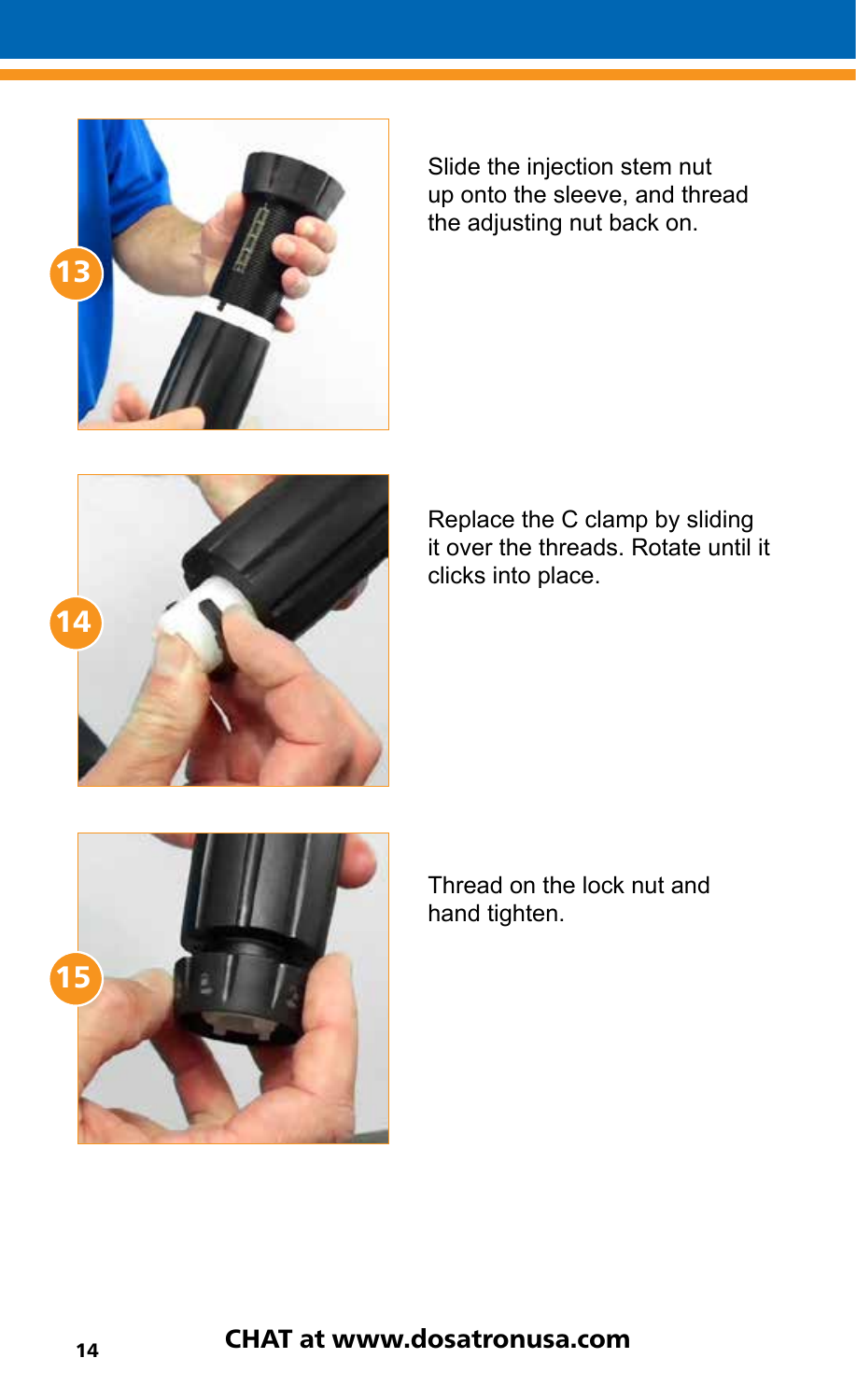13

Slide the injection stem nut up onto the sleeve, and thread the adjusting nut back on.

14

Replace the C clamp by sliding it over the threads. Rotate until it clicks into place.

15

Thread on the lock nut and hand tighten.

**CHAT at www.dosatronusa.com**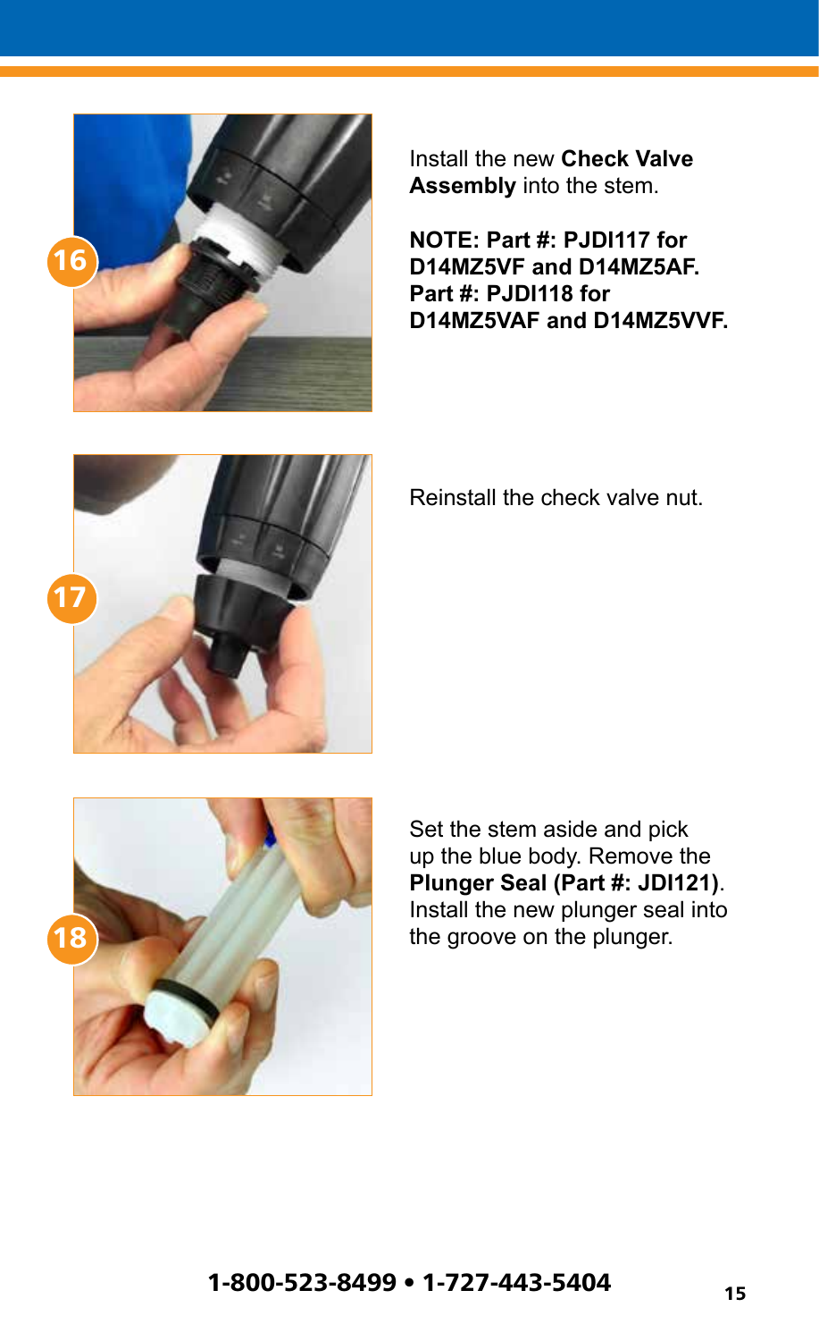**16**

Install the new **Check Valve Assembly** into the stem.

**NOTE: Part #: PJDI117 for D14MZ5VF and D14MZ5AF. Part #: PJDI118 for D14MZ5VAF and D14MZ5VVF.**

**17**

Reinstall the check valve nut.

**18**

Set the stem aside and pick up the blue body. Remove the **Plunger Seal (Part #: JDI121)**. Install the new plunger seal into the groove on the plunger.

1-800-523-8499 • 1-727-443-5404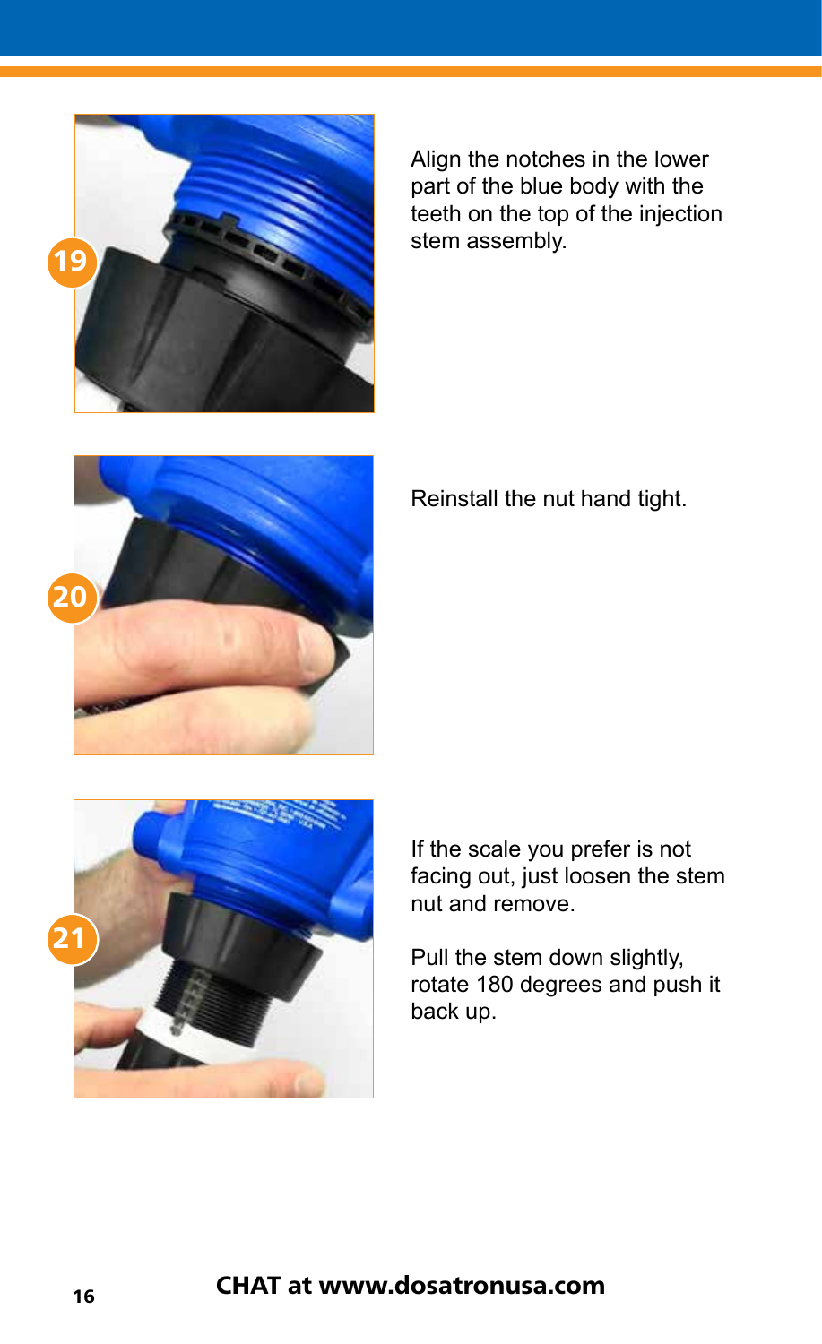**19**

Align the notches in the lower part of the blue body with the teeth on the top of the injection stem assembly.

**20**

Reinstall the nut hand tight.

**21**

If the scale you prefer is not facing out, just loosen the stem nut and remove.

Pull the stem down slightly, rotate 180 degrees and push it back up.

**CHAT at www.dosatronusa.com**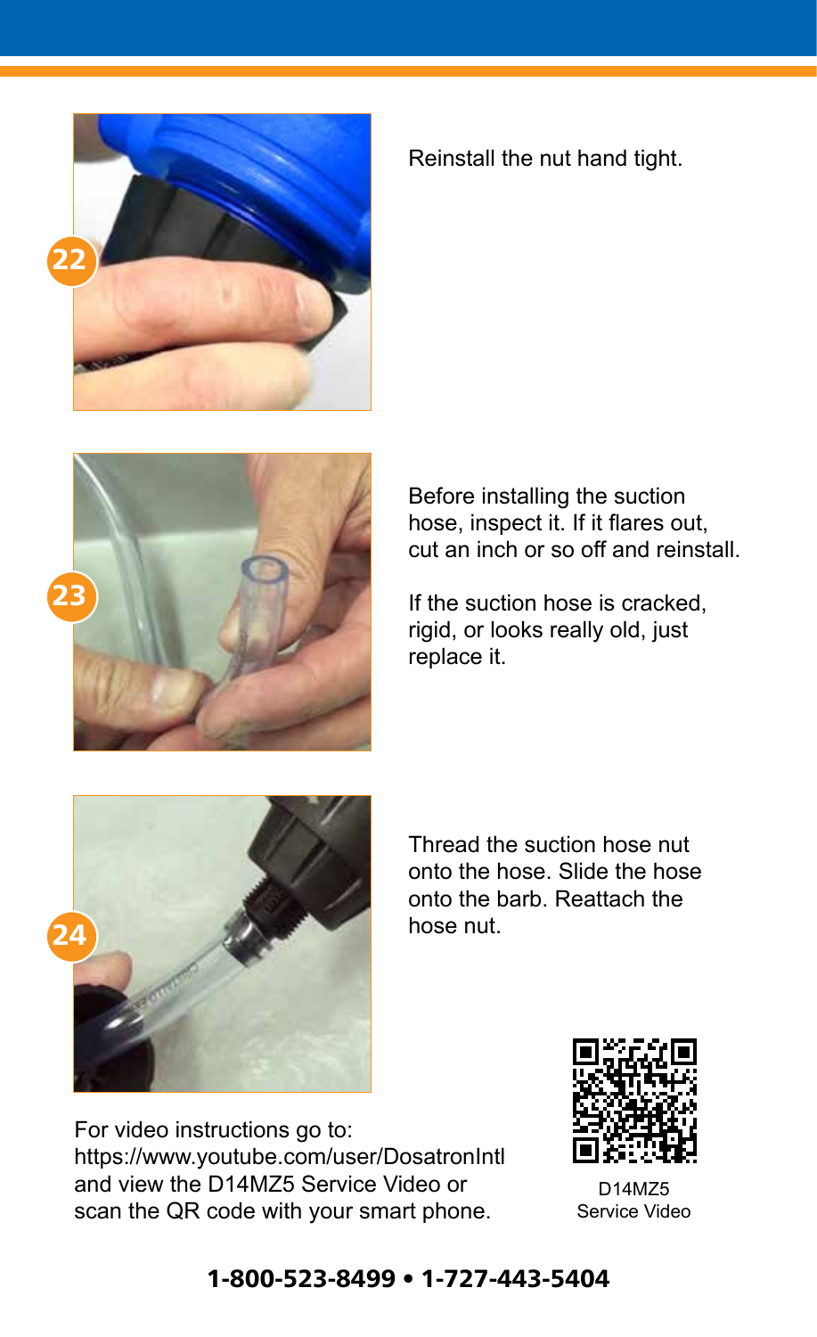**22** Reinstall the nut hand tight.

**23** Before installing the suction hose, inspect it. If it flares out, cut an inch or so off and reinstall.

If the suction hose is cracked, rigid, or looks really old, just replace it.

**24** Thread the suction hose nut onto the hose. Slide the hose onto the barb. Reattach the hose nut.

For video instructions go to: https://www.youtube.com/user/DosatronIntl and view the D14MZ5 Service Video or scan the QR code with your smart phone.

D14MZ5 Service Video

**1-800-523-8499 • 1-727-443-5404**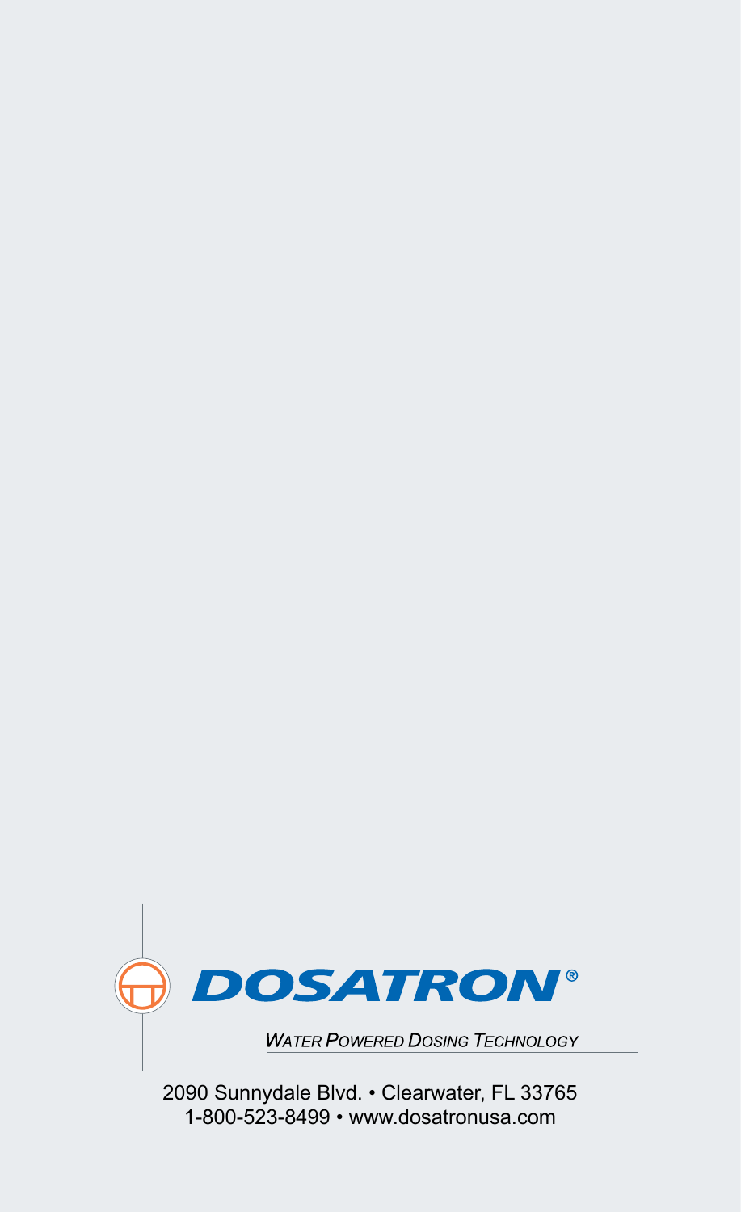**DOSATRON®**

*WATER POWERED DOSING TECHNOLOGY*

2090 Sunnydale Blvd. • Clearwater, FL 33765
1-800-523-8499 • www.dosatronusa.com